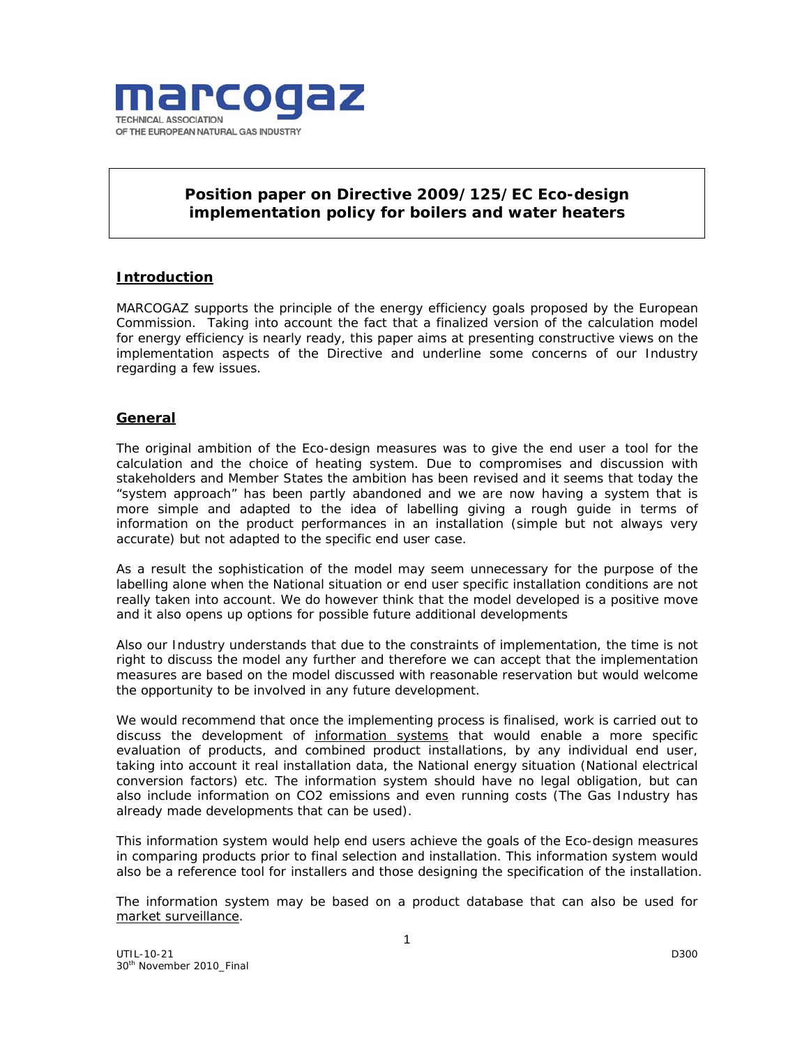**marcogaz**
TECHNICAL ASSOCIATION
OF THE EUROPEAN NATURAL GAS INDUSTRY

# Position paper on Directive 2009/125/EC Eco-design implementation policy for boilers and water heaters

## Introduction

MARCOGAZ supports the principle of the energy efficiency goals proposed by the European Commission. Taking into account the fact that a finalized version of the calculation model for energy efficiency is nearly ready, this paper aims at presenting constructive views on the implementation aspects of the Directive and underline some concerns of our Industry regarding a few issues.

## General

The original ambition of the Eco-design measures was to give the end user a tool for the calculation and the choice of heating system. Due to compromises and discussion with stakeholders and Member States the ambition has been revised and it seems that today the "system approach" has been partly abandoned and we are now having a system that is more simple and adapted to the idea of labelling giving a rough guide in terms of information on the product performances in an installation (simple but not always very accurate) but not adapted to the specific end user case.

As a result the sophistication of the model may seem unnecessary for the purpose of the labelling alone when the National situation or end user specific installation conditions are not really taken into account. We do however think that the model developed is a positive move and it also opens up options for possible future additional developments

Also our Industry understands that due to the constraints of implementation, the time is not right to discuss the model any further and therefore we can accept that the implementation measures are based on the model discussed with reasonable reservation but would welcome the opportunity to be involved in any future development.

We would recommend that once the implementing process is finalised, work is carried out to discuss the development of information systems that would enable a more specific evaluation of products, and combined product installations, by any individual end user, taking into account it real installation data, the National energy situation (National electrical conversion factors) etc. The information system should have no legal obligation, but can also include information on $CO_2$ emissions and even running costs (The Gas Industry has already made developments that can be used).

This information system would help end users achieve the goals of the Eco-design measures in comparing products prior to final selection and installation. This information system would also be a reference tool for installers and those designing the specification of the installation.

The information system may be based on a product database that can also be used for market surveillance.

UTIL-10-21
30th November 2010_Final

D300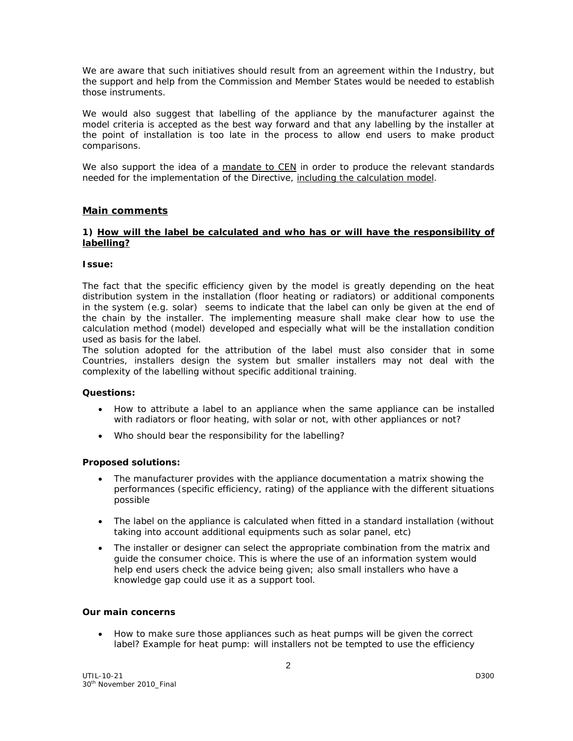We are aware that such initiatives should result from an agreement within the Industry, but the support and help from the Commission and Member States would be needed to establish those instruments.

We would also suggest that labelling of the appliance by the manufacturer against the model criteria is accepted as the best way forward and that any labelling by the installer at the point of installation is too late in the process to allow end users to make product comparisons.

We also support the idea of a <u>mandate to CEN</u> in order to produce the relevant standards needed for the implementation of the Directive, <u>including the calculation model</u>.

## <u>Main comments</u>

### 1) <u>How will the label be calculated and who has or will have the responsibility of labelling?</u>

**Issue:**

The fact that the specific efficiency given by the model is greatly depending on the heat distribution system in the installation (floor heating or radiators) or additional components in the system (e.g. solar) seems to indicate that the label can only be given at the end of the chain by the installer. The implementing measure shall make clear how to use the calculation method (model) developed and especially what will be the installation condition used as basis for the label.
The solution adopted for the attribution of the label must also consider that in some Countries, installers design the system but smaller installers may not deal with the complexity of the labelling without specific additional training.

**Questions:**

- How to attribute a label to an appliance when the same appliance can be installed with radiators or floor heating, with solar or not, with other appliances or not?
- Who should bear the responsibility for the labelling?

**Proposed solutions:**

- The manufacturer provides with the appliance documentation a matrix showing the performances (specific efficiency, rating) of the appliance with the different situations possible
- The label on the appliance is calculated when fitted in a standard installation (without taking into account additional equipments such as solar panel, etc)
- The installer or designer can select the appropriate combination from the matrix and guide the consumer choice. This is where the use of an information system would help end users check the advice being given; also small installers who have a knowledge gap could use it as a support tool.

**Our main concerns**

- How to make sure those appliances such as heat pumps will be given the correct label? Example for heat pump: will installers not be tempted to use the efficiency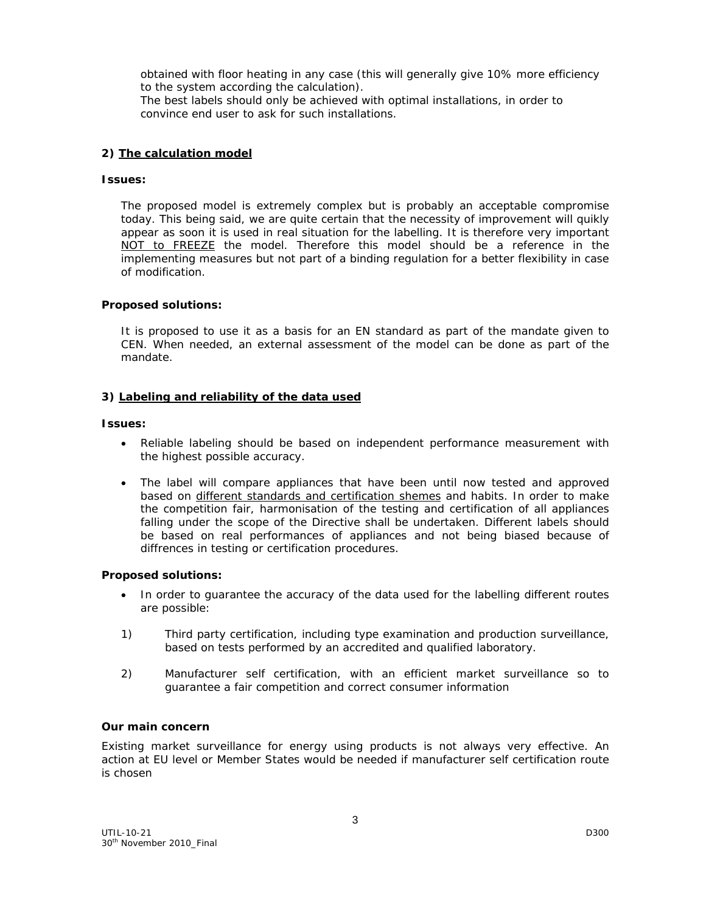obtained with floor heating in any case (this will generally give 10% more efficiency to the system according the calculation).
The best labels should only be achieved with optimal installations, in order to convince end user to ask for such installations.

**2) <u>The calculation model</u>**

**Issues:**

The proposed model is extremely complex but is probably an acceptable compromise today. This being said, we are quite certain that the necessity of improvement will quikly appear as soon it is used in real situation for the labelling. It is therefore very important <u>NOT to FREEZE</u> the model. Therefore this model should be a reference in the implementing measures but not part of a binding regulation for a better flexibility in case of modification.

**Proposed solutions:**

It is proposed to use it as a basis for an EN standard as part of the mandate given to CEN. When needed, an external assessment of the model can be done as part of the mandate.

**3) <u>Labeling and reliability of the data used</u>**

**Issues:**

- Reliable labeling should be based on independent performance measurement with the highest possible accuracy.
- The label will compare appliances that have been until now tested and approved based on <u>different standards and certification shemes</u> and habits. In order to make the competition fair, harmonisation of the testing and certification of all appliances falling under the scope of the Directive shall be undertaken. Different labels should be based on real performances of appliances and not being biased because of diffrences in testing or certification procedures.

**Proposed solutions:**

- In order to guarantee the accuracy of the data used for the labelling different routes are possible:

1) Third party certification, including type examination and production surveillance, based on tests performed by an accredited and qualified laboratory.

2) Manufacturer self certification, with an efficient market surveillance so to guarantee a fair competition and correct consumer information

**Our main concern**

Existing market surveillance for energy using products is not always very effective. An action at EU level or Member States would be needed if manufacturer self certification route is chosen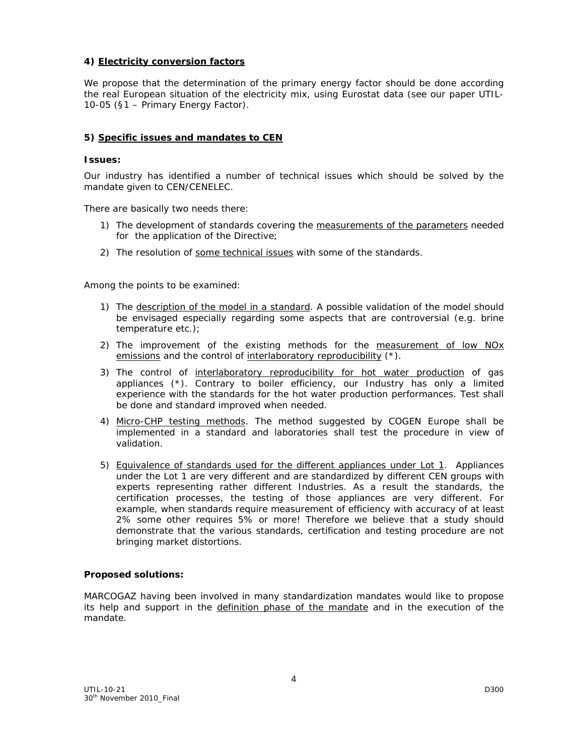**4) <u>Electricity conversion factors</u>**

We propose that the determination of the primary energy factor should be done according the real European situation of the electricity mix, using Eurostat data (see our paper UTIL-10-05 (§1 – Primary Energy Factor).

**5) <u>Specific issues and mandates to CEN</u>**

**Issues:**

Our industry has identified a number of technical issues which should be solved by the mandate given to CEN/CENELEC.

There are basically two needs there:

1) The development of standards covering the <u>measurements of the parameters</u> needed for the application of the Directive;
2) The resolution of <u>some technical issues</u> with some of the standards.

Among the points to be examined:

1) The <u>description of the model in a standard</u>. A possible validation of the model should be envisaged especially regarding some aspects that are controversial (e.g. brine temperature etc.);
2) The improvement of the existing methods for the <u>measurement of low NOx emissions</u> and the control of <u>interlaboratory reproducibility</u> (*).
3) The control of <u>interlaboratory reproducibility for hot water production</u> of gas appliances (*). Contrary to boiler efficiency, our Industry has only a limited experience with the standards for the hot water production performances. Test shall be done and standard improved when needed.
4) <u>Micro-CHP testing methods</u>. The method suggested by COGEN Europe shall be implemented in a standard and laboratories shall test the procedure in view of validation.
5) <u>Equivalence of standards used for the different appliances under Lot 1</u>. Appliances under the Lot 1 are very different and are standardized by different CEN groups with experts representing rather different Industries. As a result the standards, the certification processes, the testing of those appliances are very different. For example, when standards require measurement of efficiency with accuracy of at least 2% some other requires 5% or more! Therefore we believe that a study should demonstrate that the various standards, certification and testing procedure are not bringing market distortions.

**Proposed solutions:**

MARCOGAZ having been involved in many standardization mandates would like to propose its help and support in the <u>definition phase of the mandate</u> and in the execution of the mandate.